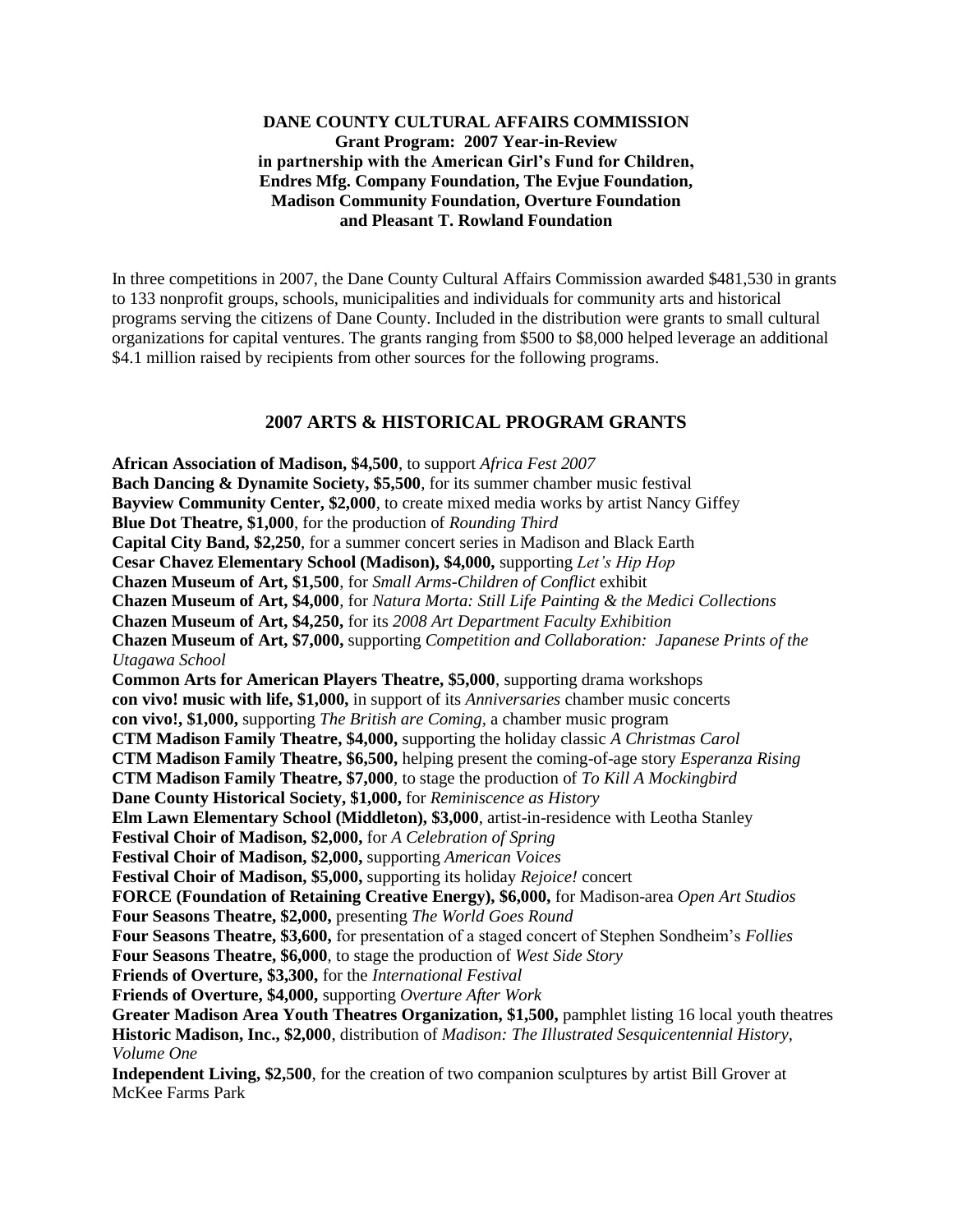**DANE COUNTY CULTURAL AFFAIRS COMMISSION**
**Grant Program: 2007 Year-in-Review**
**in partnership with the American Girl's Fund for Children, Endres Mfg. Company Foundation, The Evjue Foundation, Madison Community Foundation, Overture Foundation and Pleasant T. Rowland Foundation**

In three competitions in 2007, the Dane County Cultural Affairs Commission awarded $481,530 in grants to 133 nonprofit groups, schools, municipalities and individuals for community arts and historical programs serving the citizens of Dane County. Included in the distribution were grants to small cultural organizations for capital ventures. The grants ranging from $500 to $8,000 helped leverage an additional $4.1 million raised by recipients from other sources for the following programs.

## 2007 ARTS & HISTORICAL PROGRAM GRANTS

**African Association of Madison, $4,500**, to support *Africa Fest 2007*
**Bach Dancing & Dynamite Society, $5,500**, for its summer chamber music festival
**Bayview Community Center, $2,000**, to create mixed media works by artist Nancy Giffey
**Blue Dot Theatre, $1,000**, for the production of *Rounding Third*
**Capital City Band, $2,250**, for a summer concert series in Madison and Black Earth
**Cesar Chavez Elementary School (Madison), $4,000,** supporting *Let's Hip Hop*
**Chazen Museum of Art, $1,500**, for *Small Arms-Children of Conflict* exhibit
**Chazen Museum of Art, $4,000**, for *Natura Morta: Still Life Painting & the Medici Collections*
**Chazen Museum of Art, $4,250,** for its *2008 Art Department Faculty Exhibition*
**Chazen Museum of Art, $7,000,** supporting *Competition and Collaboration: Japanese Prints of the Utagawa School*
**Common Arts for American Players Theatre, $5,000**, supporting drama workshops
**con vivo! music with life, $1,000,** in support of its *Anniversaries* chamber music concerts
**con vivo!, $1,000,** supporting *The British are Coming*, a chamber music program
**CTM Madison Family Theatre, $4,000,** supporting the holiday classic *A Christmas Carol*
**CTM Madison Family Theatre, $6,500,** helping present the coming-of-age story *Esperanza Rising*
**CTM Madison Family Theatre, $7,000**, to stage the production of *To Kill A Mockingbird*
**Dane County Historical Society, $1,000,** for *Reminiscence as History*
**Elm Lawn Elementary School (Middleton), $3,000**, artist-in-residence with Leotha Stanley
**Festival Choir of Madison, $2,000,** for *A Celebration of Spring*
**Festival Choir of Madison, $2,000,** supporting *American Voices*
**Festival Choir of Madison, $5,000,** supporting its holiday *Rejoice!* concert
**FORCE (Foundation of Retaining Creative Energy), $6,000,** for Madison-area *Open Art Studios*
**Four Seasons Theatre, $2,000,** presenting *The World Goes Round*
**Four Seasons Theatre, $3,600,** for presentation of a staged concert of Stephen Sondheim's *Follies*
**Four Seasons Theatre, $6,000**, to stage the production of *West Side Story*
**Friends of Overture, $3,300,** for the *International Festival*
**Friends of Overture, $4,000,** supporting *Overture After Work*
**Greater Madison Area Youth Theatres Organization, $1,500,** pamphlet listing 16 local youth theatres
**Historic Madison, Inc., $2,000**, distribution of *Madison: The Illustrated Sesquicentennial History, Volume One*
**Independent Living, $2,500**, for the creation of two companion sculptures by artist Bill Grover at McKee Farms Park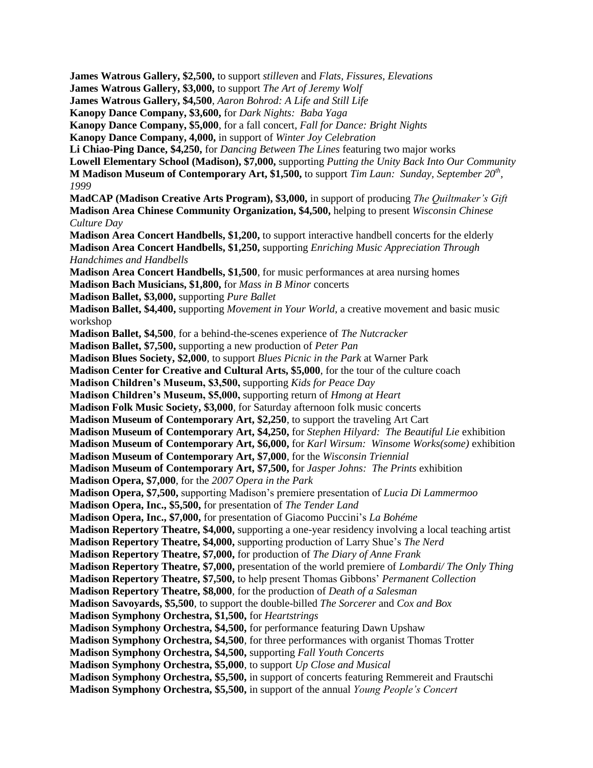**James Watrous Gallery, $2,500,** to support *stilleven* and *Flats, Fissures, Elevations*
**James Watrous Gallery, $3,000,** to support *The Art of Jeremy Wolf*
**James Watrous Gallery, $4,500**, *Aaron Bohrod: A Life and Still Life*
**Kanopy Dance Company, $3,600,** for *Dark Nights: Baba Yaga*
**Kanopy Dance Company, $5,000**, for a fall concert, *Fall for Dance: Bright Nights*
**Kanopy Dance Company, 4,000,** in support of *Winter Joy Celebration*
**Li Chiao-Ping Dance, $4,250,** for *Dancing Between The Lines* featuring two major works
**Lowell Elementary School (Madison), $7,000,** supporting *Putting the Unity Back Into Our Community*
**M Madison Museum of Contemporary Art, $1,500,** to support *Tim Laun: Sunday, September 20th, 1999*
**MadCAP (Madison Creative Arts Program), $3,000,** in support of producing *The Quiltmaker's Gift*
**Madison Area Chinese Community Organization, $4,500,** helping to present *Wisconsin Chinese Culture Day*
**Madison Area Concert Handbells, $1,200,** to support interactive handbell concerts for the elderly
**Madison Area Concert Handbells, $1,250,** supporting *Enriching Music Appreciation Through Handchimes and Handbells*
**Madison Area Concert Handbells, $1,500**, for music performances at area nursing homes
**Madison Bach Musicians, $1,800,** for *Mass in B Minor* concerts
**Madison Ballet, $3,000,** supporting *Pure Ballet*
**Madison Ballet, $4,400,** supporting *Movement in Your World*, a creative movement and basic music workshop
**Madison Ballet, $4,500**, for a behind-the-scenes experience of *The Nutcracker*
**Madison Ballet, $7,500,** supporting a new production of *Peter Pan*
**Madison Blues Society, $2,000**, to support *Blues Picnic in the Park* at Warner Park
**Madison Center for Creative and Cultural Arts, $5,000**, for the tour of the culture coach
**Madison Children's Museum, $3,500,** supporting *Kids for Peace Day*
**Madison Children's Museum, $5,000,** supporting return of *Hmong at Heart*
**Madison Folk Music Society, $3,000**, for Saturday afternoon folk music concerts
**Madison Museum of Contemporary Art, $2,250**, to support the traveling Art Cart
**Madison Museum of Contemporary Art, $4,250,** for *Stephen Hilyard: The Beautiful Lie* exhibition
**Madison Museum of Contemporary Art, $6,000,** for *Karl Wirsum: Winsome Works(some)* exhibition
**Madison Museum of Contemporary Art, $7,000**, for the *Wisconsin Triennial*
**Madison Museum of Contemporary Art, $7,500,** for *Jasper Johns: The Prints* exhibition
**Madison Opera, $7,000**, for the *2007 Opera in the Park*
**Madison Opera, $7,500,** supporting Madison's premiere presentation of *Lucia Di Lammermoo*
**Madison Opera, Inc., $5,500,** for presentation of *The Tender Land*
**Madison Opera, Inc., $7,000,** for presentation of Giacomo Puccini's *La Bohéme*
**Madison Repertory Theatre, $4,000,** supporting a one-year residency involving a local teaching artist
**Madison Repertory Theatre, $4,000,** supporting production of Larry Shue's *The Nerd*
**Madison Repertory Theatre, $7,000,** for production of *The Diary of Anne Frank*
**Madison Repertory Theatre, $7,000,** presentation of the world premiere of *Lombardi/ The Only Thing*
**Madison Repertory Theatre, $7,500,** to help present Thomas Gibbons' *Permanent Collection*
**Madison Repertory Theatre, $8,000**, for the production of *Death of a Salesman*
**Madison Savoyards, $5,500**, to support the double-billed *The Sorcerer* and *Cox and Box*
**Madison Symphony Orchestra, $1,500,** for *Heartstrings*
**Madison Symphony Orchestra, $4,500,** for performance featuring Dawn Upshaw
**Madison Symphony Orchestra, $4,500**, for three performances with organist Thomas Trotter
**Madison Symphony Orchestra, $4,500,** supporting *Fall Youth Concerts*
**Madison Symphony Orchestra, $5,000**, to support *Up Close and Musical*
**Madison Symphony Orchestra, $5,500,** in support of concerts featuring Remmereit and Frautschi
**Madison Symphony Orchestra, $5,500,** in support of the annual *Young People's Concert*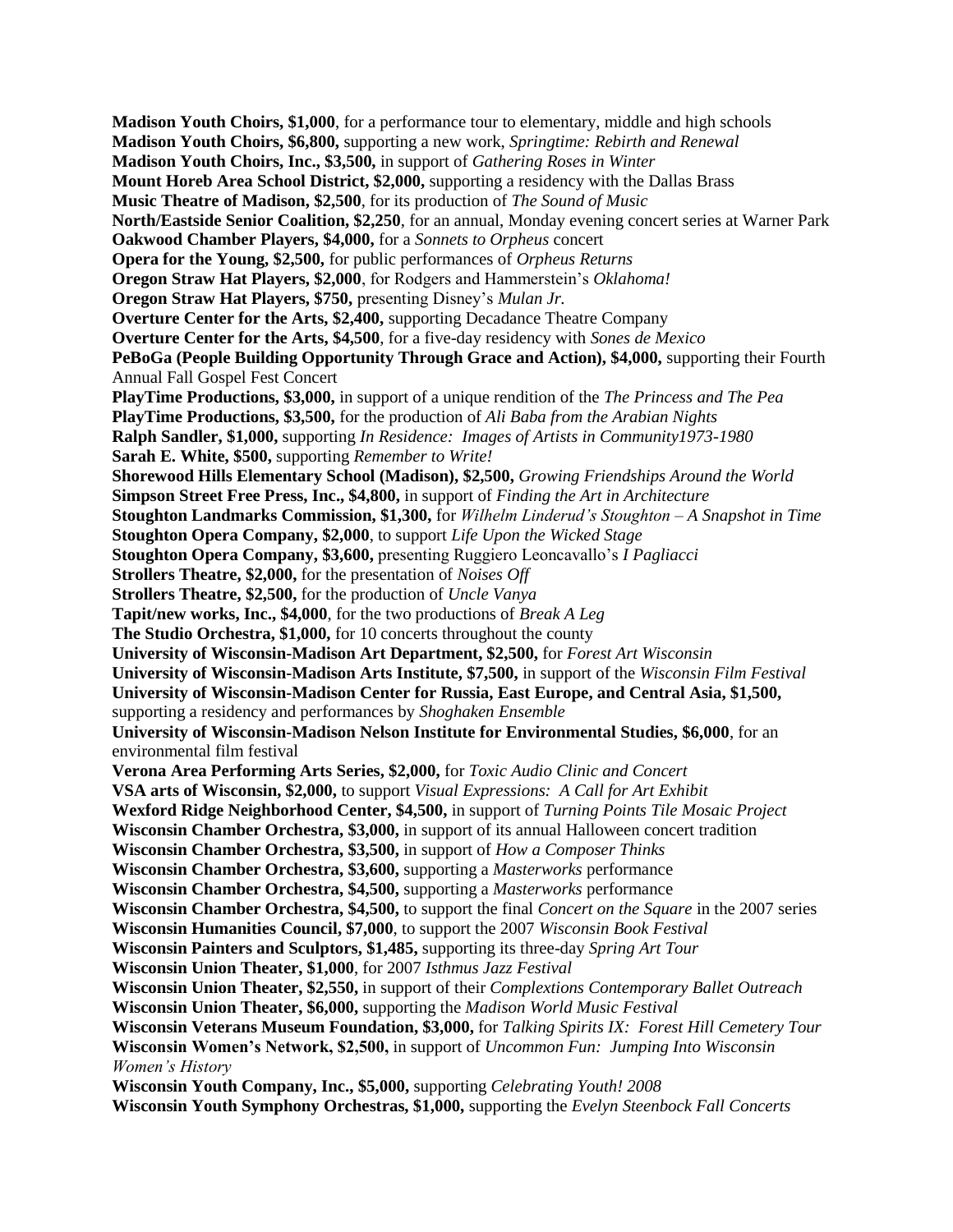**Madison Youth Choirs, $1,000**, for a performance tour to elementary, middle and high schools
**Madison Youth Choirs, $6,800,** supporting a new work, *Springtime: Rebirth and Renewal*
**Madison Youth Choirs, Inc., $3,500,** in support of *Gathering Roses in Winter*
**Mount Horeb Area School District, $2,000,** supporting a residency with the Dallas Brass
**Music Theatre of Madison, $2,500**, for its production of *The Sound of Music*
**North/Eastside Senior Coalition, $2,250**, for an annual, Monday evening concert series at Warner Park
**Oakwood Chamber Players, $4,000,** for a *Sonnets to Orpheus* concert
**Opera for the Young, $2,500,** for public performances of *Orpheus Returns*
**Oregon Straw Hat Players, $2,000**, for Rodgers and Hammerstein's *Oklahoma!*
**Oregon Straw Hat Players, $750,** presenting Disney's *Mulan Jr.*
**Overture Center for the Arts, $2,400,** supporting Decadance Theatre Company
**Overture Center for the Arts, $4,500**, for a five-day residency with *Sones de Mexico*
**PeBoGa (People Building Opportunity Through Grace and Action), $4,000,** supporting their Fourth Annual Fall Gospel Fest Concert
**PlayTime Productions, $3,000,** in support of a unique rendition of the *The Princess and The Pea*
**PlayTime Productions, $3,500,** for the production of *Ali Baba from the Arabian Nights*
**Ralph Sandler, $1,000,** supporting *In Residence: Images of Artists in Community1973-1980*
**Sarah E. White, $500,** supporting *Remember to Write!*
**Shorewood Hills Elementary School (Madison), $2,500,** *Growing Friendships Around the World*
**Simpson Street Free Press, Inc., $4,800,** in support of *Finding the Art in Architecture*
**Stoughton Landmarks Commission, $1,300,** for *Wilhelm Linderud's Stoughton – A Snapshot in Time*
**Stoughton Opera Company, $2,000**, to support *Life Upon the Wicked Stage*
**Stoughton Opera Company, $3,600,** presenting Ruggiero Leoncavallo's *I Pagliacci*
**Strollers Theatre, $2,000,** for the presentation of *Noises Off*
**Strollers Theatre, $2,500,** for the production of *Uncle Vanya*
**Tapit/new works, Inc., $4,000**, for the two productions of *Break A Leg*
**The Studio Orchestra, $1,000,** for 10 concerts throughout the county
**University of Wisconsin-Madison Art Department, $2,500,** for *Forest Art Wisconsin*
**University of Wisconsin-Madison Arts Institute, $7,500,** in support of the *Wisconsin Film Festival*
**University of Wisconsin-Madison Center for Russia, East Europe, and Central Asia, $1,500,** supporting a residency and performances by *Shoghaken Ensemble*
**University of Wisconsin-Madison Nelson Institute for Environmental Studies, $6,000**, for an environmental film festival
**Verona Area Performing Arts Series, $2,000,** for *Toxic Audio Clinic and Concert*
**VSA arts of Wisconsin, $2,000,** to support *Visual Expressions: A Call for Art Exhibit*
**Wexford Ridge Neighborhood Center, $4,500,** in support of *Turning Points Tile Mosaic Project*
**Wisconsin Chamber Orchestra, $3,000,** in support of its annual Halloween concert tradition
**Wisconsin Chamber Orchestra, $3,500,** in support of *How a Composer Thinks*
**Wisconsin Chamber Orchestra, $3,600,** supporting a *Masterworks* performance
**Wisconsin Chamber Orchestra, $4,500,** supporting a *Masterworks* performance
**Wisconsin Chamber Orchestra, $4,500,** to support the final *Concert on the Square* in the 2007 series
**Wisconsin Humanities Council, $7,000**, to support the 2007 *Wisconsin Book Festival*
**Wisconsin Painters and Sculptors, $1,485,** supporting its three-day *Spring Art Tour*
**Wisconsin Union Theater, $1,000**, for 2007 *Isthmus Jazz Festival*
**Wisconsin Union Theater, $2,550,** in support of their *Complextions Contemporary Ballet Outreach*
**Wisconsin Union Theater, $6,000,** supporting the *Madison World Music Festival*
**Wisconsin Veterans Museum Foundation, $3,000,** for *Talking Spirits IX: Forest Hill Cemetery Tour*
**Wisconsin Women's Network, $2,500,** in support of *Uncommon Fun: Jumping Into Wisconsin Women's History*
**Wisconsin Youth Company, Inc., $5,000,** supporting *Celebrating Youth! 2008*
**Wisconsin Youth Symphony Orchestras, $1,000,** supporting the *Evelyn Steenbock Fall Concerts*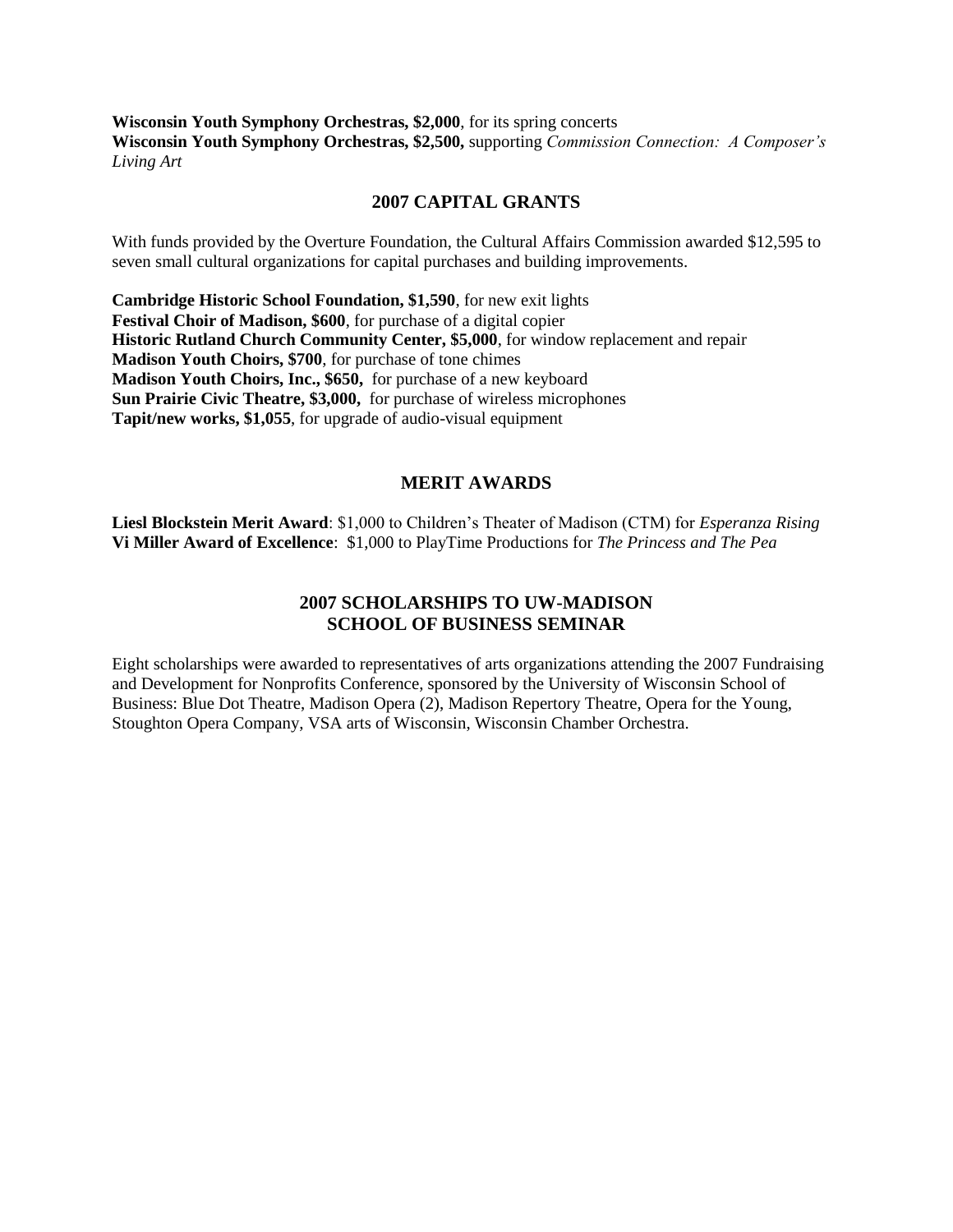**Wisconsin Youth Symphony Orchestras, $2,000**, for its spring concerts
**Wisconsin Youth Symphony Orchestras, $2,500,** supporting *Commission Connection: A Composer's Living Art*

## 2007 CAPITAL GRANTS

With funds provided by the Overture Foundation, the Cultural Affairs Commission awarded $12,595 to seven small cultural organizations for capital purchases and building improvements.

**Cambridge Historic School Foundation, $1,590**, for new exit lights
**Festival Choir of Madison, $600**, for purchase of a digital copier
**Historic Rutland Church Community Center, $5,000**, for window replacement and repair
**Madison Youth Choirs, $700**, for purchase of tone chimes
**Madison Youth Choirs, Inc., $650,** for purchase of a new keyboard
**Sun Prairie Civic Theatre, $3,000,** for purchase of wireless microphones
**Tapit/new works, $1,055**, for upgrade of audio-visual equipment

## MERIT AWARDS

**Liesl Blockstein Merit Award**: $1,000 to Children's Theater of Madison (CTM) for *Esperanza Rising*
**Vi Miller Award of Excellence**: $1,000 to PlayTime Productions for *The Princess and The Pea*

## 2007 SCHOLARSHIPS TO UW-MADISON SCHOOL OF BUSINESS SEMINAR

Eight scholarships were awarded to representatives of arts organizations attending the 2007 Fundraising and Development for Nonprofits Conference, sponsored by the University of Wisconsin School of Business: Blue Dot Theatre, Madison Opera (2), Madison Repertory Theatre, Opera for the Young, Stoughton Opera Company, VSA arts of Wisconsin, Wisconsin Chamber Orchestra.